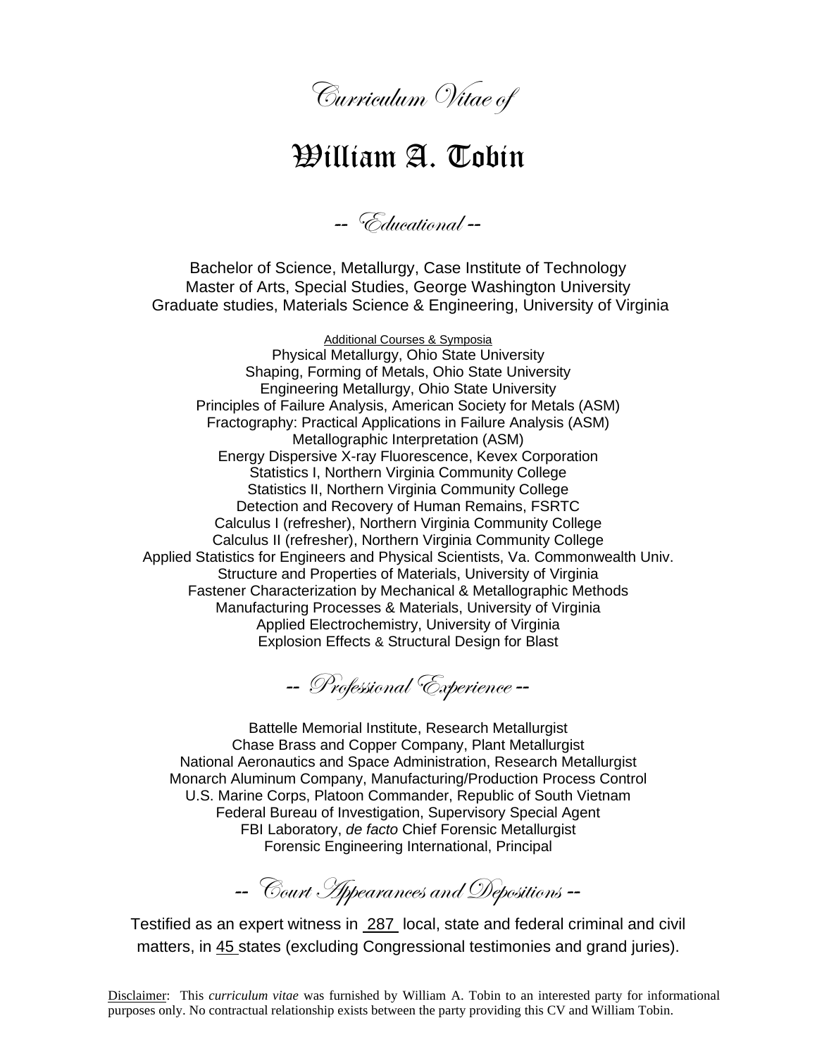*Curriculum Vitae of*

# William A. Tobin

## -- *Educational* --

Bachelor of Science, Metallurgy, Case Institute of Technology
Master of Arts, Special Studies, George Washington University
Graduate studies, Materials Science & Engineering, University of Virginia

Additional Courses & Symposia

Physical Metallurgy, Ohio State University
Shaping, Forming of Metals, Ohio State University
Engineering Metallurgy, Ohio State University
Principles of Failure Analysis, American Society for Metals (ASM)
Fractography: Practical Applications in Failure Analysis (ASM)
Metallographic Interpretation (ASM)
Energy Dispersive X-ray Fluorescence, Kevex Corporation
Statistics I, Northern Virginia Community College
Statistics II, Northern Virginia Community College
Detection and Recovery of Human Remains, FSRTC
Calculus I (refresher), Northern Virginia Community College
Calculus II (refresher), Northern Virginia Community College
Applied Statistics for Engineers and Physical Scientists, Va. Commonwealth Univ.
Structure and Properties of Materials, University of Virginia
Fastener Characterization by Mechanical & Metallographic Methods
Manufacturing Processes & Materials, University of Virginia
Applied Electrochemistry, University of Virginia
Explosion Effects & Structural Design for Blast

## -- *Professional Experience* --

Battelle Memorial Institute, Research Metallurgist
Chase Brass and Copper Company, Plant Metallurgist
National Aeronautics and Space Administration, Research Metallurgist
Monarch Aluminum Company, Manufacturing/Production Process Control
U.S. Marine Corps, Platoon Commander, Republic of South Vietnam
Federal Bureau of Investigation, Supervisory Special Agent
FBI Laboratory, *de facto* Chief Forensic Metallurgist
Forensic Engineering International, Principal

## -- *Court Appearances and Depositions* --

Testified as an expert witness in 287 local, state and federal criminal and civil matters, in 45 states (excluding Congressional testimonies and grand juries).

Disclaimer: This *curriculum vitae* was furnished by William A. Tobin to an interested party for informational purposes only. No contractual relationship exists between the party providing this CV and William Tobin.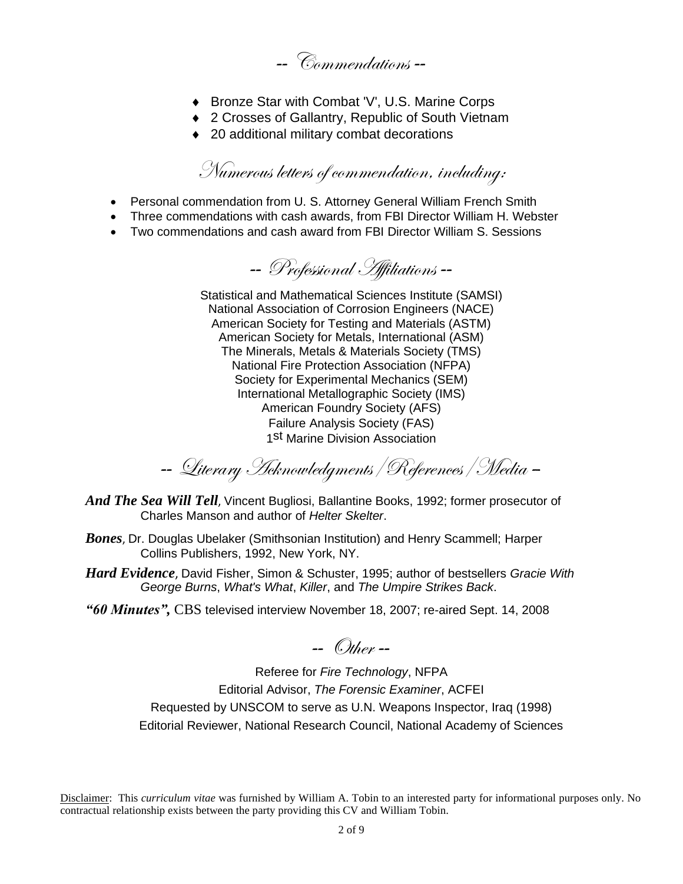## -- Commendations --

- Bronze Star with Combat 'V', U.S. Marine Corps
- 2 Crosses of Gallantry, Republic of South Vietnam
- 20 additional military combat decorations

### Numerous letters of commendation, including:

- Personal commendation from U. S. Attorney General William French Smith
- Three commendations with cash awards, from FBI Director William H. Webster
- Two commendations and cash award from FBI Director William S. Sessions

## -- Professional Affiliations --

Statistical and Mathematical Sciences Institute (SAMSI)
National Association of Corrosion Engineers (NACE)
American Society for Testing and Materials (ASTM)
American Society for Metals, International (ASM)
The Minerals, Metals & Materials Society (TMS)
National Fire Protection Association (NFPA)
Society for Experimental Mechanics (SEM)
International Metallographic Society (IMS)
American Foundry Society (AFS)
Failure Analysis Society (FAS)
1st Marine Division Association

## -- Literary Acknowledgments/References/Media –

***And The Sea Will Tell***, Vincent Bugliosi, Ballantine Books, 1992; former prosecutor of Charles Manson and author of *Helter Skelter*.

***Bones***, Dr. Douglas Ubelaker (Smithsonian Institution) and Henry Scammell; Harper Collins Publishers, 1992, New York, NY.

***Hard Evidence***, David Fisher, Simon & Schuster, 1995; author of bestsellers *Gracie With George Burns*, *What's What*, *Killer*, and *The Umpire Strikes Back*.

***"60 Minutes",*** CBS televised interview November 18, 2007; re-aired Sept. 14, 2008

## -- Other --

Referee for *Fire Technology*, NFPA
Editorial Advisor, *The Forensic Examiner*, ACFEI
Requested by UNSCOM to serve as U.N. Weapons Inspector, Iraq (1998)
Editorial Reviewer, National Research Council, National Academy of Sciences

Disclaimer: This *curriculum vitae* was furnished by William A. Tobin to an interested party for informational purposes only. No contractual relationship exists between the party providing this CV and William Tobin.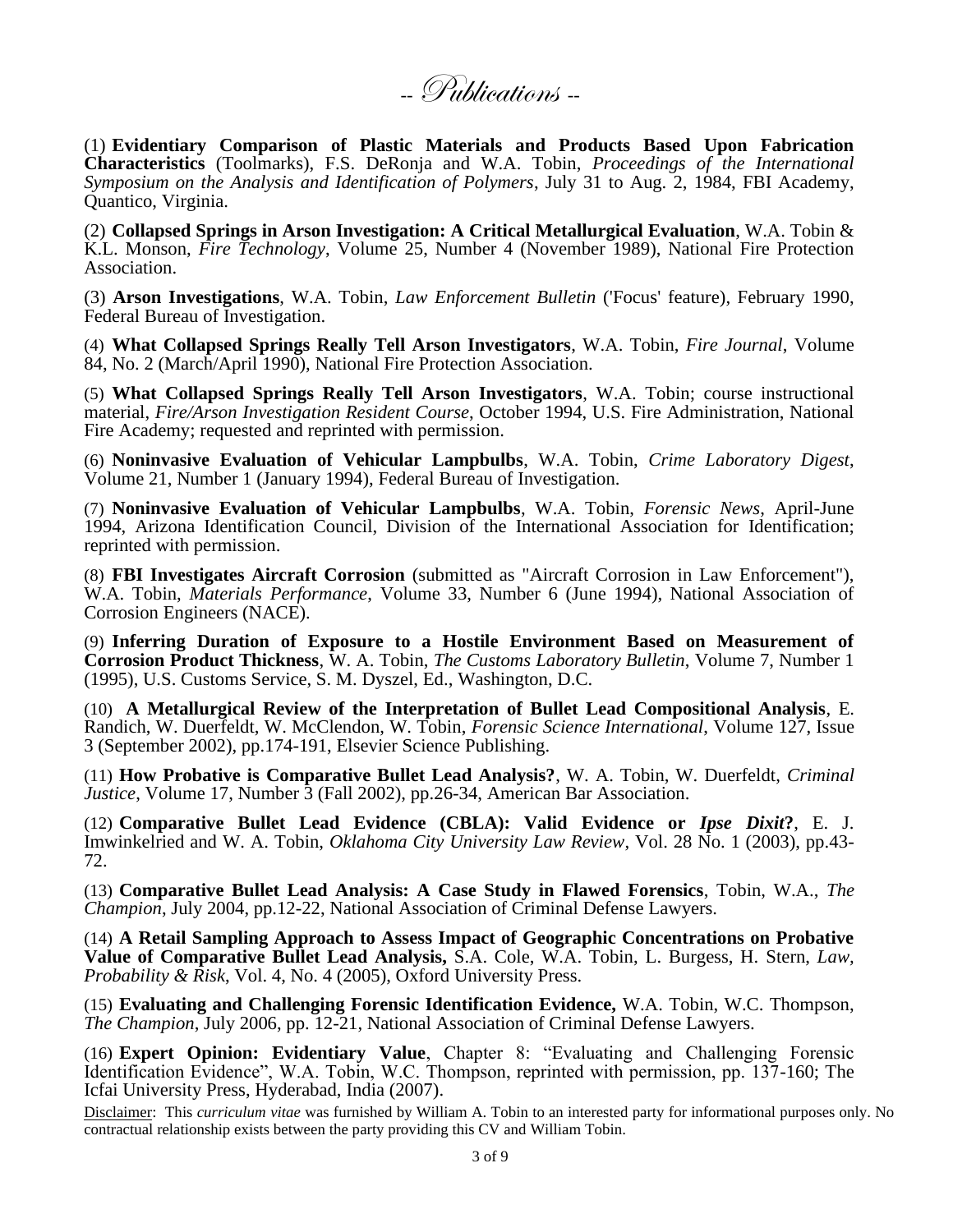# -- Publications --

(1) **Evidentiary Comparison of Plastic Materials and Products Based Upon Fabrication Characteristics** (Toolmarks), F.S. DeRonja and W.A. Tobin, *Proceedings of the International Symposium on the Analysis and Identification of Polymers*, July 31 to Aug. 2, 1984, FBI Academy, Quantico, Virginia.

(2) **Collapsed Springs in Arson Investigation: A Critical Metallurgical Evaluation**, W.A. Tobin & K.L. Monson, *Fire Technology*, Volume 25, Number 4 (November 1989), National Fire Protection Association.

(3) **Arson Investigations**, W.A. Tobin, *Law Enforcement Bulletin* ('Focus' feature), February 1990, Federal Bureau of Investigation.

(4) **What Collapsed Springs Really Tell Arson Investigators**, W.A. Tobin, *Fire Journal*, Volume 84, No. 2 (March/April 1990), National Fire Protection Association.

(5) **What Collapsed Springs Really Tell Arson Investigators**, W.A. Tobin; course instructional material, *Fire/Arson Investigation Resident Course*, October 1994, U.S. Fire Administration, National Fire Academy; requested and reprinted with permission.

(6) **Noninvasive Evaluation of Vehicular Lampbulbs**, W.A. Tobin, *Crime Laboratory Digest*, Volume 21, Number 1 (January 1994), Federal Bureau of Investigation.

(7) **Noninvasive Evaluation of Vehicular Lampbulbs**, W.A. Tobin, *Forensic News*, April-June 1994, Arizona Identification Council, Division of the International Association for Identification; reprinted with permission.

(8) **FBI Investigates Aircraft Corrosion** (submitted as "Aircraft Corrosion in Law Enforcement"), W.A. Tobin, *Materials Performance*, Volume 33, Number 6 (June 1994), National Association of Corrosion Engineers (NACE).

(9) **Inferring Duration of Exposure to a Hostile Environment Based on Measurement of Corrosion Product Thickness**, W. A. Tobin, *The Customs Laboratory Bulletin*, Volume 7, Number 1 (1995), U.S. Customs Service, S. M. Dyszel, Ed., Washington, D.C.

(10) **A Metallurgical Review of the Interpretation of Bullet Lead Compositional Analysis**, E. Randich, W. Duerfeldt, W. McClendon, W. Tobin, *Forensic Science International*, Volume 127, Issue 3 (September 2002), pp.174-191, Elsevier Science Publishing.

(11) **How Probative is Comparative Bullet Lead Analysis?**, W. A. Tobin, W. Duerfeldt, *Criminal Justice*, Volume 17, Number 3 (Fall 2002), pp.26-34, American Bar Association.

(12) **Comparative Bullet Lead Evidence (CBLA): Valid Evidence or *Ipse Dixit*?**, E. J. Imwinkelried and W. A. Tobin, *Oklahoma City University Law Review*, Vol. 28 No. 1 (2003), pp.43-72.

(13) **Comparative Bullet Lead Analysis: A Case Study in Flawed Forensics**, Tobin, W.A., *The Champion*, July 2004, pp.12-22, National Association of Criminal Defense Lawyers.

(14) **A Retail Sampling Approach to Assess Impact of Geographic Concentrations on Probative Value of Comparative Bullet Lead Analysis,** S.A. Cole, W.A. Tobin, L. Burgess, H. Stern, *Law, Probability & Risk*, Vol. 4, No. 4 (2005), Oxford University Press.

(15) **Evaluating and Challenging Forensic Identification Evidence,** W.A. Tobin, W.C. Thompson, *The Champion*, July 2006, pp. 12-21, National Association of Criminal Defense Lawyers.

(16) **Expert Opinion: Evidentiary Value**, Chapter 8: "Evaluating and Challenging Forensic Identification Evidence", W.A. Tobin, W.C. Thompson, reprinted with permission, pp. 137-160; The Icfai University Press, Hyderabad, India (2007).

Disclaimer: This *curriculum vitae* was furnished by William A. Tobin to an interested party for informational purposes only. No contractual relationship exists between the party providing this CV and William Tobin.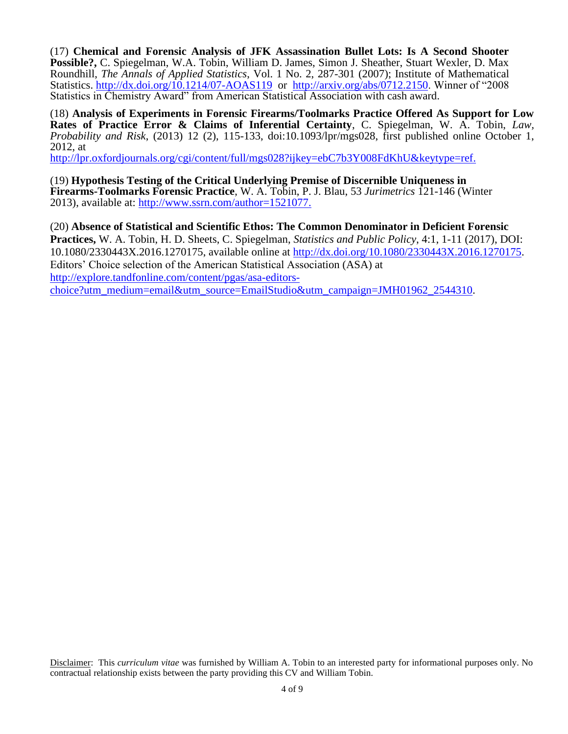(17) **Chemical and Forensic Analysis of JFK Assassination Bullet Lots: Is A Second Shooter Possible?,** C. Spiegelman, W.A. Tobin, William D. James, Simon J. Sheather, Stuart Wexler, D. Max Roundhill, *The Annals of Applied Statistics*, Vol. 1 No. 2, 287-301 (2007); Institute of Mathematical Statistics. [http://dx.doi.org/10.1214/07-AOAS119](http://dx.doi.org/10.1214/07-AOAS119) or [http://arxiv.org/abs/0712.2150](http://arxiv.org/abs/0712.2150). Winner of "2008 Statistics in Chemistry Award" from American Statistical Association with cash award.

(18) **Analysis of Experiments in Forensic Firearms/Toolmarks Practice Offered As Support for Low Rates of Practice Error & Claims of Inferential Certainty**, C. Spiegelman, W. A. Tobin, *Law, Probability and Risk*, (2013) 12 (2), 115-133, doi:10.1093/lpr/mgs028, first published online October 1, 2012, at [http://lpr.oxfordjournals.org/cgi/content/full/mgs028?ijkey=ebC7b3Y008FdKhU&keytype=ref.](http://lpr.oxfordjournals.org/cgi/content/full/mgs028?ijkey=ebC7b3Y008FdKhU&keytype=ref)

(19) **Hypothesis Testing of the Critical Underlying Premise of Discernible Uniqueness in Firearms-Toolmarks Forensic Practice**, W. A. Tobin, P. J. Blau, 53 *Jurimetrics* 121-146 (Winter 2013), available at: [http://www.ssrn.com/author=1521077.](http://www.ssrn.com/author=1521077)

(20) **Absence of Statistical and Scientific Ethos: The Common Denominator in Deficient Forensic Practices,** W. A. Tobin, H. D. Sheets, C. Spiegelman, *Statistics and Public Policy*, 4:1, 1-11 (2017), DOI: 10.1080/2330443X.2016.1270175, available online at [http://dx.doi.org/10.1080/2330443X.2016.1270175](http://dx.doi.org/10.1080/2330443X.2016.1270175). Editors' Choice selection of the American Statistical Association (ASA) at [http://explore.tandfonline.com/content/pgas/asa-editors-choice?utm_medium=email&utm_source=EmailStudio&utm_campaign=JMH01962_2544310](http://explore.tandfonline.com/content/pgas/asa-editors-choice?utm_medium=email&utm_source=EmailStudio&utm_campaign=JMH01962_2544310).

Disclaimer: This *curriculum vitae* was furnished by William A. Tobin to an interested party for informational purposes only. No contractual relationship exists between the party providing this CV and William Tobin.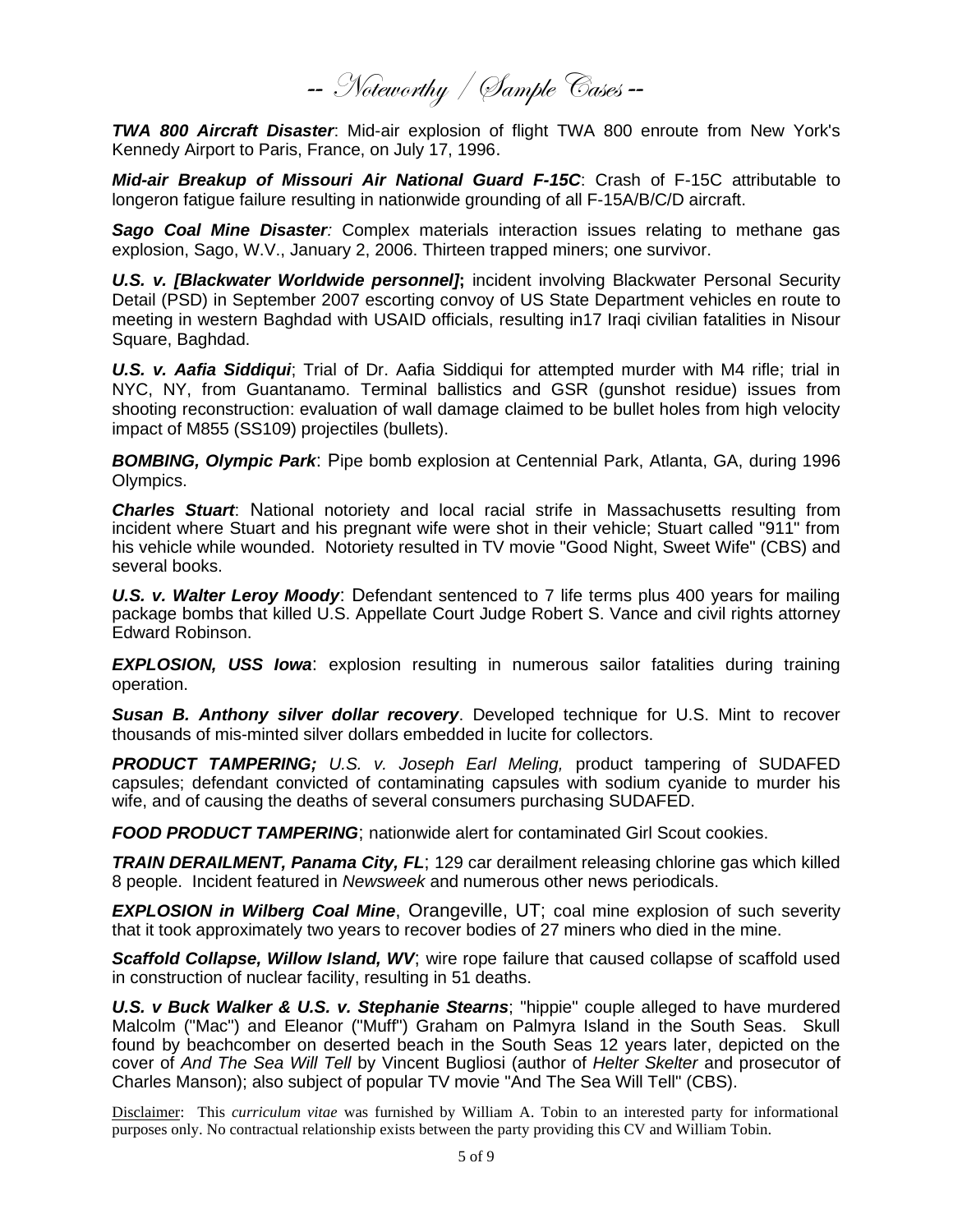# -- Noteworthy / Sample Cases --

***TWA 800 Aircraft Disaster***: Mid-air explosion of flight TWA 800 enroute from New York's Kennedy Airport to Paris, France, on July 17, 1996.

***Mid-air Breakup of Missouri Air National Guard F-15C***: Crash of F-15C attributable to longeron fatigue failure resulting in nationwide grounding of all F-15A/B/C/D aircraft.

***Sago Coal Mine Disaster****:* Complex materials interaction issues relating to methane gas explosion, Sago, W.V., January 2, 2006. Thirteen trapped miners; one survivor.

***U.S. v. [Blackwater Worldwide personnel]*****;** incident involving Blackwater Personal Security Detail (PSD) in September 2007 escorting convoy of US State Department vehicles en route to meeting in western Baghdad with USAID officials, resulting in17 Iraqi civilian fatalities in Nisour Square, Baghdad.

***U.S. v. Aafia Siddiqui***; Trial of Dr. Aafia Siddiqui for attempted murder with M4 rifle; trial in NYC, NY, from Guantanamo. Terminal ballistics and GSR (gunshot residue) issues from shooting reconstruction: evaluation of wall damage claimed to be bullet holes from high velocity impact of M855 (SS109) projectiles (bullets).

***BOMBING, Olympic Park***: Pipe bomb explosion at Centennial Park, Atlanta, GA, during 1996 Olympics.

***Charles Stuart***: National notoriety and local racial strife in Massachusetts resulting from incident where Stuart and his pregnant wife were shot in their vehicle; Stuart called "911" from his vehicle while wounded. Notoriety resulted in TV movie "Good Night, Sweet Wife" (CBS) and several books.

***U.S. v. Walter Leroy Moody***: Defendant sentenced to 7 life terms plus 400 years for mailing package bombs that killed U.S. Appellate Court Judge Robert S. Vance and civil rights attorney Edward Robinson.

***EXPLOSION, USS Iowa***: explosion resulting in numerous sailor fatalities during training operation.

***Susan B. Anthony silver dollar recovery***. Developed technique for U.S. Mint to recover thousands of mis-minted silver dollars embedded in lucite for collectors.

***PRODUCT TAMPERING;*** *U.S. v. Joseph Earl Meling,* product tampering of SUDAFED capsules; defendant convicted of contaminating capsules with sodium cyanide to murder his wife, and of causing the deaths of several consumers purchasing SUDAFED.

***FOOD PRODUCT TAMPERING***; nationwide alert for contaminated Girl Scout cookies.

***TRAIN DERAILMENT, Panama City, FL***; 129 car derailment releasing chlorine gas which killed 8 people. Incident featured in *Newsweek* and numerous other news periodicals.

***EXPLOSION in Wilberg Coal Mine***, Orangeville, UT; coal mine explosion of such severity that it took approximately two years to recover bodies of 27 miners who died in the mine.

***Scaffold Collapse, Willow Island, WV***; wire rope failure that caused collapse of scaffold used in construction of nuclear facility, resulting in 51 deaths.

***U.S. v Buck Walker & U.S. v. Stephanie Stearns***; "hippie" couple alleged to have murdered Malcolm ("Mac") and Eleanor ("Muff") Graham on Palmyra Island in the South Seas. Skull found by beachcomber on deserted beach in the South Seas 12 years later, depicted on the cover of *And The Sea Will Tell* by Vincent Bugliosi (author of *Helter Skelter* and prosecutor of Charles Manson); also subject of popular TV movie "And The Sea Will Tell" (CBS).

Disclaimer: This *curriculum vitae* was furnished by William A. Tobin to an interested party for informational purposes only. No contractual relationship exists between the party providing this CV and William Tobin.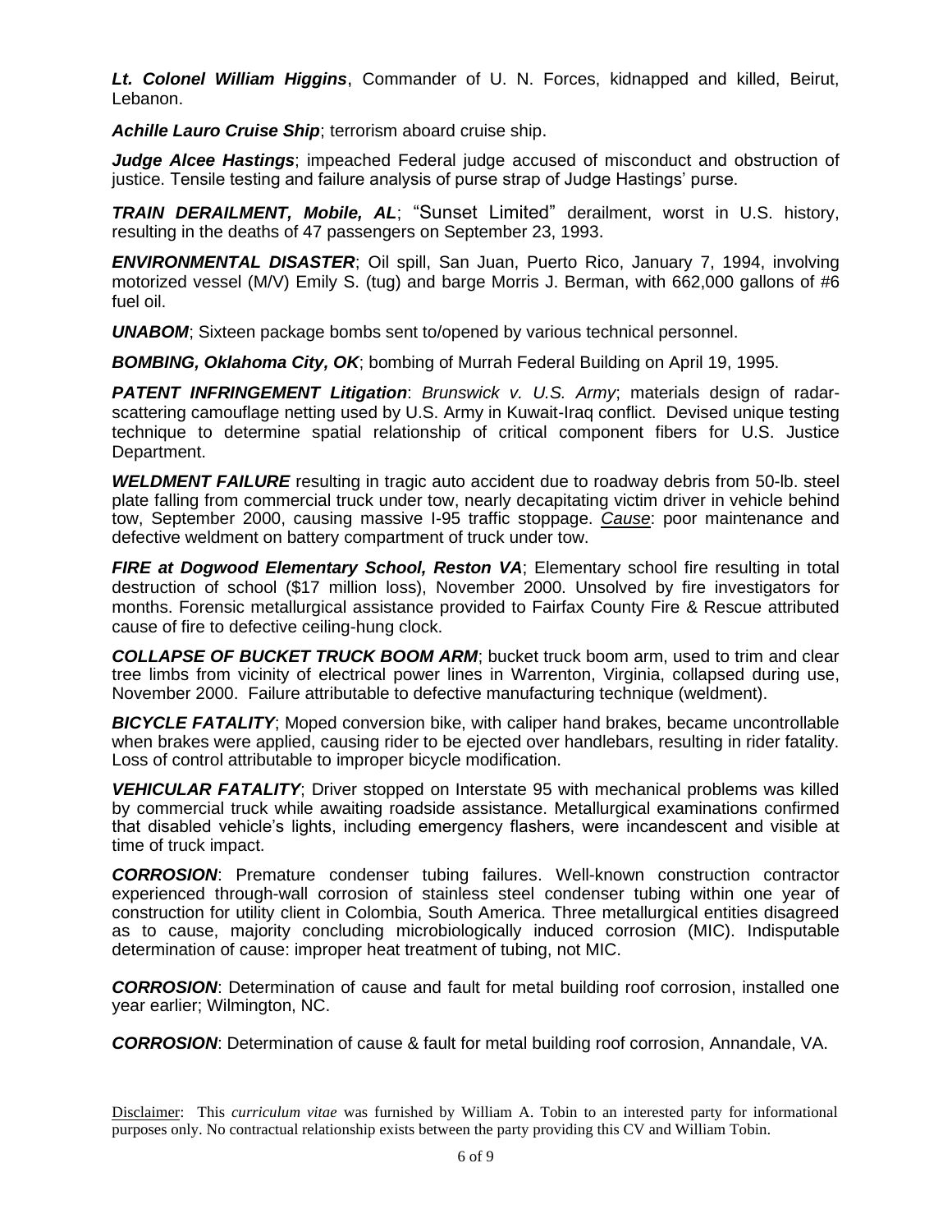***Lt. Colonel William Higgins***, Commander of U. N. Forces, kidnapped and killed, Beirut, Lebanon.

***Achille Lauro Cruise Ship***; terrorism aboard cruise ship.

***Judge Alcee Hastings***; impeached Federal judge accused of misconduct and obstruction of justice. Tensile testing and failure analysis of purse strap of Judge Hastings' purse.

***TRAIN DERAILMENT, Mobile, AL***; "Sunset Limited" derailment, worst in U.S. history, resulting in the deaths of 47 passengers on September 23, 1993.

***ENVIRONMENTAL DISASTER***; Oil spill, San Juan, Puerto Rico, January 7, 1994, involving motorized vessel (M/V) Emily S. (tug) and barge Morris J. Berman, with 662,000 gallons of #6 fuel oil.

***UNABOM***; Sixteen package bombs sent to/opened by various technical personnel.

***BOMBING, Oklahoma City, OK***; bombing of Murrah Federal Building on April 19, 1995.

***PATENT INFRINGEMENT Litigation***: *Brunswick v. U.S. Army*; materials design of radar-scattering camouflage netting used by U.S. Army in Kuwait-Iraq conflict. Devised unique testing technique to determine spatial relationship of critical component fibers for U.S. Justice Department.

***WELDMENT FAILURE*** resulting in tragic auto accident due to roadway debris from 50-lb. steel plate falling from commercial truck under tow, nearly decapitating victim driver in vehicle behind tow, September 2000, causing massive I-95 traffic stoppage. *Cause*: poor maintenance and defective weldment on battery compartment of truck under tow.

***FIRE at Dogwood Elementary School, Reston VA***; Elementary school fire resulting in total destruction of school ($17 million loss), November 2000. Unsolved by fire investigators for months. Forensic metallurgical assistance provided to Fairfax County Fire & Rescue attributed cause of fire to defective ceiling-hung clock.

***COLLAPSE OF BUCKET TRUCK BOOM ARM***; bucket truck boom arm, used to trim and clear tree limbs from vicinity of electrical power lines in Warrenton, Virginia, collapsed during use, November 2000. Failure attributable to defective manufacturing technique (weldment).

***BICYCLE FATALITY***; Moped conversion bike, with caliper hand brakes, became uncontrollable when brakes were applied, causing rider to be ejected over handlebars, resulting in rider fatality. Loss of control attributable to improper bicycle modification.

***VEHICULAR FATALITY***; Driver stopped on Interstate 95 with mechanical problems was killed by commercial truck while awaiting roadside assistance. Metallurgical examinations confirmed that disabled vehicle's lights, including emergency flashers, were incandescent and visible at time of truck impact.

***CORROSION***: Premature condenser tubing failures. Well-known construction contractor experienced through-wall corrosion of stainless steel condenser tubing within one year of construction for utility client in Colombia, South America. Three metallurgical entities disagreed as to cause, majority concluding microbiologically induced corrosion (MIC). Indisputable determination of cause: improper heat treatment of tubing, not MIC.

***CORROSION***: Determination of cause and fault for metal building roof corrosion, installed one year earlier; Wilmington, NC.

***CORROSION***: Determination of cause & fault for metal building roof corrosion, Annandale, VA.

Disclaimer: This *curriculum vitae* was furnished by William A. Tobin to an interested party for informational purposes only. No contractual relationship exists between the party providing this CV and William Tobin.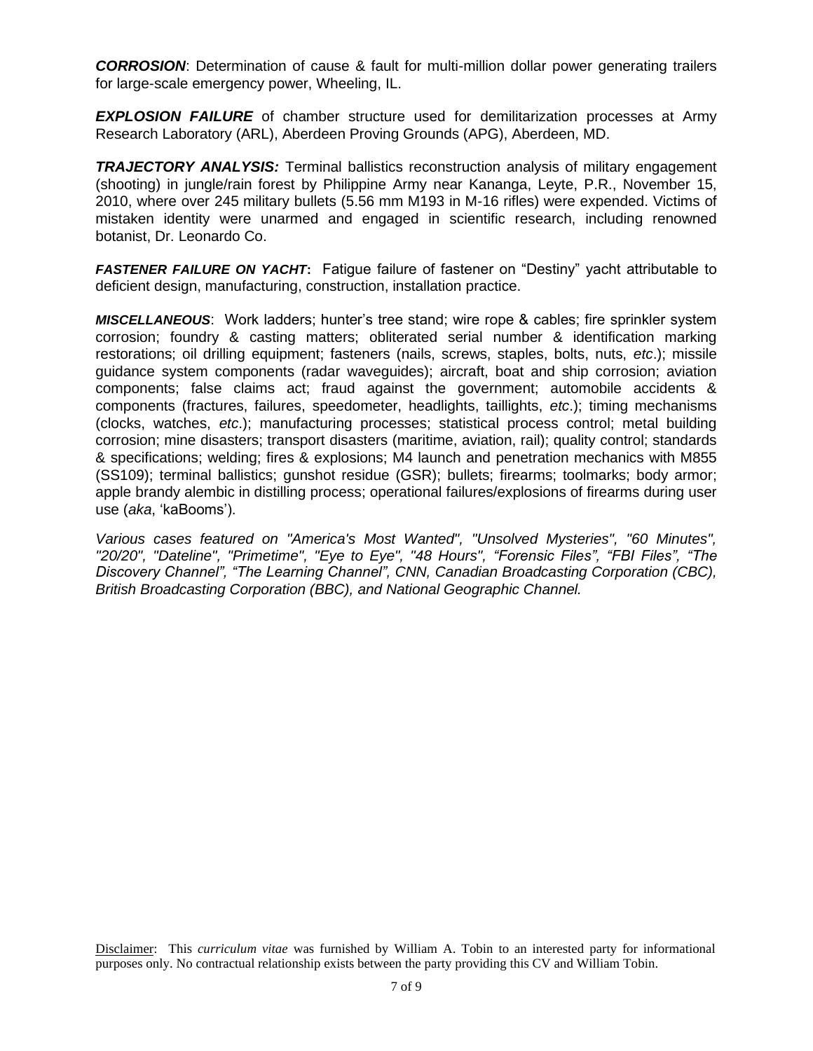***CORROSION***: Determination of cause & fault for multi-million dollar power generating trailers for large-scale emergency power, Wheeling, IL.

***EXPLOSION FAILURE*** of chamber structure used for demilitarization processes at Army Research Laboratory (ARL), Aberdeen Proving Grounds (APG), Aberdeen, MD.

***TRAJECTORY ANALYSIS:*** Terminal ballistics reconstruction analysis of military engagement (shooting) in jungle/rain forest by Philippine Army near Kananga, Leyte, P.R., November 15, 2010, where over 245 military bullets (5.56 mm M193 in M-16 rifles) were expended. Victims of mistaken identity were unarmed and engaged in scientific research, including renowned botanist, Dr. Leonardo Co.

***FASTENER FAILURE ON YACHT*:** Fatigue failure of fastener on "Destiny" yacht attributable to deficient design, manufacturing, construction, installation practice.

***MISCELLANEOUS***: Work ladders; hunter's tree stand; wire rope & cables; fire sprinkler system corrosion; foundry & casting matters; obliterated serial number & identification marking restorations; oil drilling equipment; fasteners (nails, screws, staples, bolts, nuts, *etc*.); missile guidance system components (radar waveguides); aircraft, boat and ship corrosion; aviation components; false claims act; fraud against the government; automobile accidents & components (fractures, failures, speedometer, headlights, taillights, *etc*.); timing mechanisms (clocks, watches, *etc*.); manufacturing processes; statistical process control; metal building corrosion; mine disasters; transport disasters (maritime, aviation, rail); quality control; standards & specifications; welding; fires & explosions; M4 launch and penetration mechanics with M855 (SS109); terminal ballistics; gunshot residue (GSR); bullets; firearms; toolmarks; body armor; apple brandy alembic in distilling process; operational failures/explosions of firearms during user use (*aka*, 'kaBooms').

*Various cases featured on "America's Most Wanted", "Unsolved Mysteries", "60 Minutes", "20/20", "Dateline", "Primetime", "Eye to Eye", "48 Hours", "Forensic Files", "FBI Files", "The Discovery Channel", "The Learning Channel", CNN, Canadian Broadcasting Corporation (CBC), British Broadcasting Corporation (BBC), and National Geographic Channel.*

Disclaimer: This *curriculum vitae* was furnished by William A. Tobin to an interested party for informational purposes only. No contractual relationship exists between the party providing this CV and William Tobin.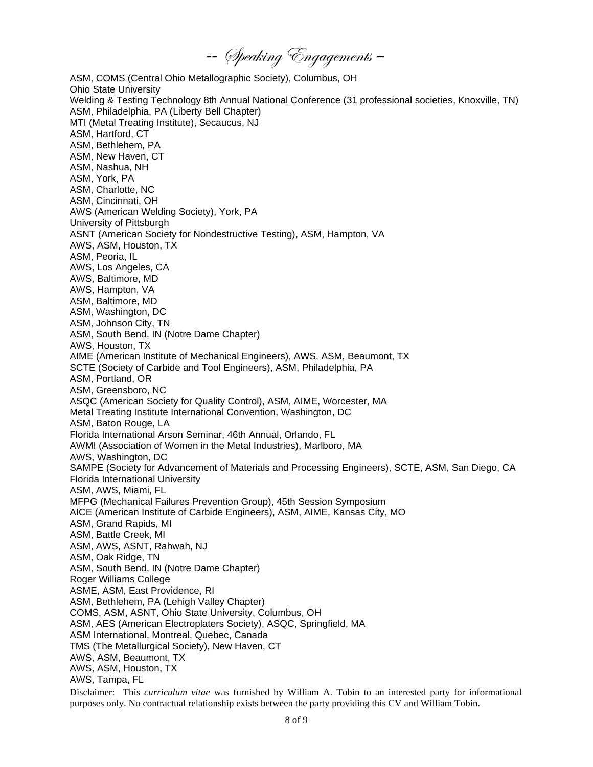# -- Speaking Engagements –

ASM, COMS (Central Ohio Metallographic Society), Columbus, OH
Ohio State University
Welding & Testing Technology 8th Annual National Conference (31 professional societies, Knoxville, TN)
ASM, Philadelphia, PA (Liberty Bell Chapter)
MTI (Metal Treating Institute), Secaucus, NJ
ASM, Hartford, CT
ASM, Bethlehem, PA
ASM, New Haven, CT
ASM, Nashua, NH
ASM, York, PA
ASM, Charlotte, NC
ASM, Cincinnati, OH
AWS (American Welding Society), York, PA
University of Pittsburgh
ASNT (American Society for Nondestructive Testing), ASM, Hampton, VA
AWS, ASM, Houston, TX
ASM, Peoria, IL
AWS, Los Angeles, CA
AWS, Baltimore, MD
AWS, Hampton, VA
ASM, Baltimore, MD
ASM, Washington, DC
ASM, Johnson City, TN
ASM, South Bend, IN (Notre Dame Chapter)
AWS, Houston, TX
AIME (American Institute of Mechanical Engineers), AWS, ASM, Beaumont, TX
SCTE (Society of Carbide and Tool Engineers), ASM, Philadelphia, PA
ASM, Portland, OR
ASM, Greensboro, NC
ASQC (American Society for Quality Control), ASM, AIME, Worcester, MA
Metal Treating Institute International Convention, Washington, DC
ASM, Baton Rouge, LA
Florida International Arson Seminar, 46th Annual, Orlando, FL
AWMI (Association of Women in the Metal Industries), Marlboro, MA
AWS, Washington, DC
SAMPE (Society for Advancement of Materials and Processing Engineers), SCTE, ASM, San Diego, CA
Florida International University
ASM, AWS, Miami, FL
MFPG (Mechanical Failures Prevention Group), 45th Session Symposium
AICE (American Institute of Carbide Engineers), ASM, AIME, Kansas City, MO
ASM, Grand Rapids, MI
ASM, Battle Creek, MI
ASM, AWS, ASNT, Rahwah, NJ
ASM, Oak Ridge, TN
ASM, South Bend, IN (Notre Dame Chapter)
Roger Williams College
ASME, ASM, East Providence, RI
ASM, Bethlehem, PA (Lehigh Valley Chapter)
COMS, ASM, ASNT, Ohio State University, Columbus, OH
ASM, AES (American Electroplaters Society), ASQC, Springfield, MA
ASM International, Montreal, Quebec, Canada
TMS (The Metallurgical Society), New Haven, CT
AWS, ASM, Beaumont, TX
AWS, ASM, Houston, TX
AWS, Tampa, FL

Disclaimer: This *curriculum vitae* was furnished by William A. Tobin to an interested party for informational purposes only. No contractual relationship exists between the party providing this CV and William Tobin.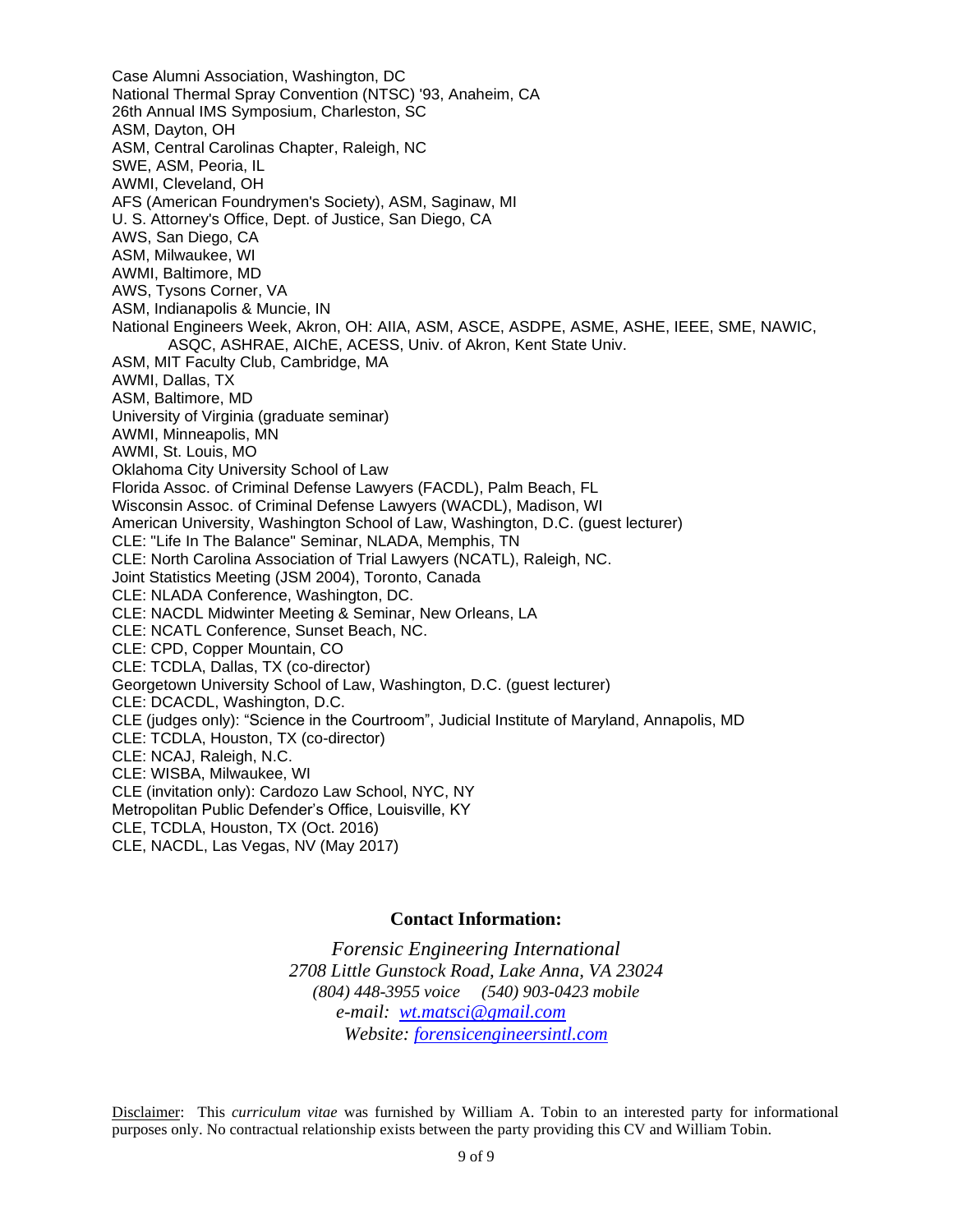Case Alumni Association, Washington, DC
National Thermal Spray Convention (NTSC) '93, Anaheim, CA
26th Annual IMS Symposium, Charleston, SC
ASM, Dayton, OH
ASM, Central Carolinas Chapter, Raleigh, NC
SWE, ASM, Peoria, IL
AWMI, Cleveland, OH
AFS (American Foundrymen's Society), ASM, Saginaw, MI
U. S. Attorney's Office, Dept. of Justice, San Diego, CA
AWS, San Diego, CA
ASM, Milwaukee, WI
AWMI, Baltimore, MD
AWS, Tysons Corner, VA
ASM, Indianapolis & Muncie, IN
National Engineers Week, Akron, OH: AIIA, ASM, ASCE, ASDPE, ASME, ASHE, IEEE, SME, NAWIC, ASQC, ASHRAE, AIChE, ACESS, Univ. of Akron, Kent State Univ.
ASM, MIT Faculty Club, Cambridge, MA
AWMI, Dallas, TX
ASM, Baltimore, MD
University of Virginia (graduate seminar)
AWMI, Minneapolis, MN
AWMI, St. Louis, MO
Oklahoma City University School of Law
Florida Assoc. of Criminal Defense Lawyers (FACDL), Palm Beach, FL
Wisconsin Assoc. of Criminal Defense Lawyers (WACDL), Madison, WI
American University, Washington School of Law, Washington, D.C. (guest lecturer)
CLE: "Life In The Balance" Seminar, NLADA, Memphis, TN
CLE: North Carolina Association of Trial Lawyers (NCATL), Raleigh, NC.
Joint Statistics Meeting (JSM 2004), Toronto, Canada
CLE: NLADA Conference, Washington, DC.
CLE: NACDL Midwinter Meeting & Seminar, New Orleans, LA
CLE: NCATL Conference, Sunset Beach, NC.
CLE: CPD, Copper Mountain, CO
CLE: TCDLA, Dallas, TX (co-director)
Georgetown University School of Law, Washington, D.C. (guest lecturer)
CLE: DCACDL, Washington, D.C.
CLE (judges only): "Science in the Courtroom", Judicial Institute of Maryland, Annapolis, MD
CLE: TCDLA, Houston, TX (co-director)
CLE: NCAJ, Raleigh, N.C.
CLE: WISBA, Milwaukee, WI
CLE (invitation only): Cardozo Law School, NYC, NY
Metropolitan Public Defender's Office, Louisville, KY
CLE, TCDLA, Houston, TX (Oct. 2016)
CLE, NACDL, Las Vegas, NV (May 2017)

## Contact Information:

*Forensic Engineering International*
*2708 Little Gunstock Road, Lake Anna, VA 23024*
*(804) 448-3955 voice (540) 903-0423 mobile*
*e-mail: wt.matsci@gmail.com*
*Website: forensicengineersintl.com*

Disclaimer: This *curriculum vitae* was furnished by William A. Tobin to an interested party for informational purposes only. No contractual relationship exists between the party providing this CV and William Tobin.